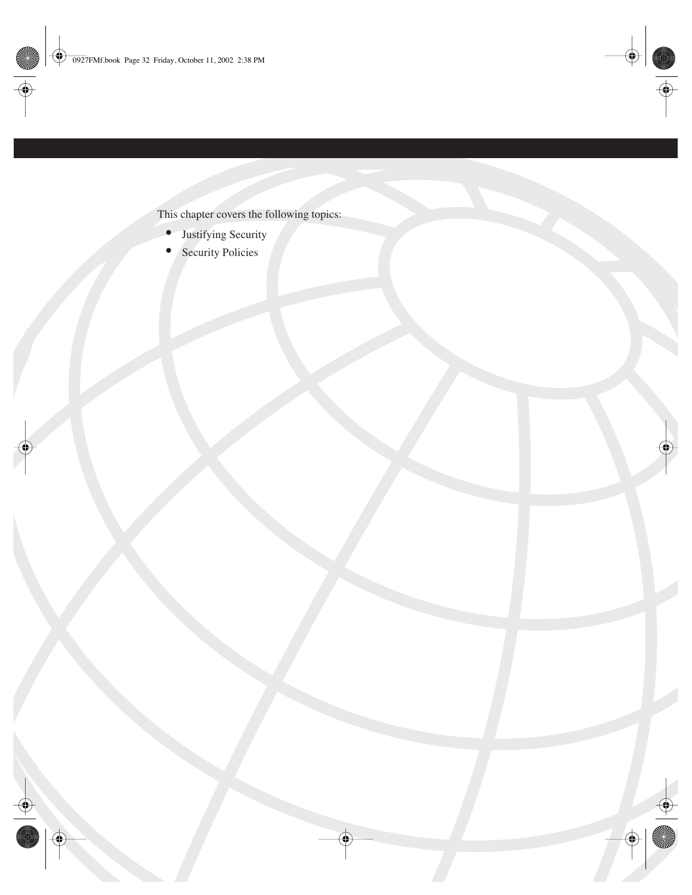This chapter covers the following topics:

- Justifying Security
- Security Policies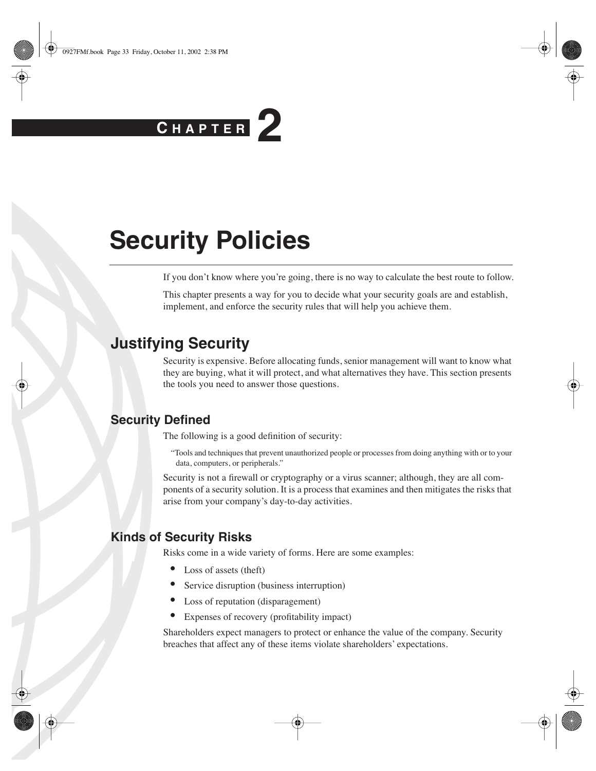# Chapter 2

# Security Policies

If you don't know where you're going, there is no way to calculate the best route to follow.

This chapter presents a way for you to decide what your security goals are and establish, implement, and enforce the security rules that will help you achieve them.

## Justifying Security

Security is expensive. Before allocating funds, senior management will want to know what they are buying, what it will protect, and what alternatives they have. This section presents the tools you need to answer those questions.

### Security Defined

The following is a good definition of security:

> "Tools and techniques that prevent unauthorized people or processes from doing anything with or to your data, computers, or peripherals."

Security is not a firewall or cryptography or a virus scanner; although, they are all components of a security solution. It is a process that examines and then mitigates the risks that arise from your company's day-to-day activities.

### Kinds of Security Risks

Risks come in a wide variety of forms. Here are some examples:

- Loss of assets (theft)
- Service disruption (business interruption)
- Loss of reputation (disparagement)
- Expenses of recovery (profitability impact)

Shareholders expect managers to protect or enhance the value of the company. Security breaches that affect any of these items violate shareholders' expectations.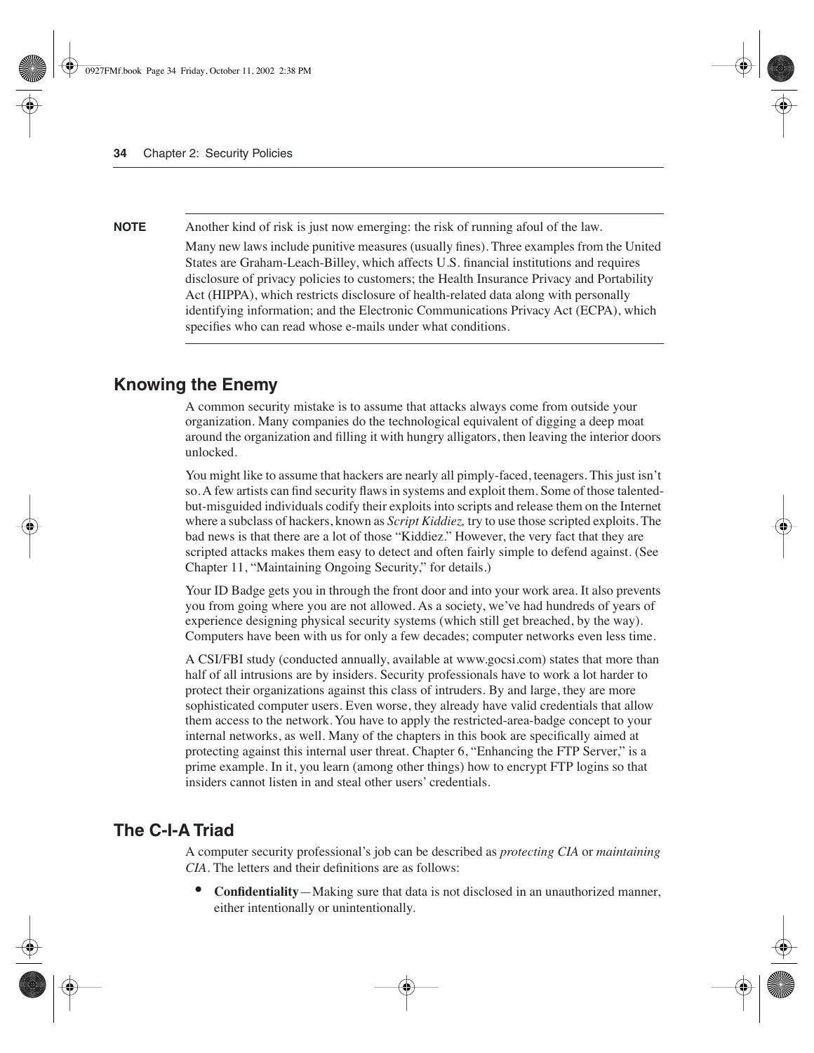**NOTE** Another kind of risk is just now emerging: the risk of running afoul of the law.

Many new laws include punitive measures (usually fines). Three examples from the United States are Graham-Leach-Billey, which affects U.S. financial institutions and requires disclosure of privacy policies to customers; the Health Insurance Privacy and Portability Act (HIPPA), which restricts disclosure of health-related data along with personally identifying information; and the Electronic Communications Privacy Act (ECPA), which specifies who can read whose e-mails under what conditions.

## Knowing the Enemy

A common security mistake is to assume that attacks always come from outside your organization. Many companies do the technological equivalent of digging a deep moat around the organization and filling it with hungry alligators, then leaving the interior doors unlocked.

You might like to assume that hackers are nearly all pimply-faced, teenagers. This just isn't so. A few artists can find security flaws in systems and exploit them. Some of those talented-but-misguided individuals codify their exploits into scripts and release them on the Internet where a subclass of hackers, known as *Script Kiddiez,* try to use those scripted exploits. The bad news is that there are a lot of those "Kiddiez." However, the very fact that they are scripted attacks makes them easy to detect and often fairly simple to defend against. (See Chapter 11, "Maintaining Ongoing Security," for details.)

Your ID Badge gets you in through the front door and into your work area. It also prevents you from going where you are not allowed. As a society, we've had hundreds of years of experience designing physical security systems (which still get breached, by the way). Computers have been with us for only a few decades; computer networks even less time.

A CSI/FBI study (conducted annually, available at www.gocsi.com) states that more than half of all intrusions are by insiders. Security professionals have to work a lot harder to protect their organizations against this class of intruders. By and large, they are more sophisticated computer users. Even worse, they already have valid credentials that allow them access to the network. You have to apply the restricted-area-badge concept to your internal networks, as well. Many of the chapters in this book are specifically aimed at protecting against this internal user threat. Chapter 6, "Enhancing the FTP Server," is a prime example. In it, you learn (among other things) how to encrypt FTP logins so that insiders cannot listen in and steal other users' credentials.

## The C-I-A Triad

A computer security professional's job can be described as *protecting CIA* or *maintaining CIA*. The letters and their definitions are as follows:

- **Confidentiality**—Making sure that data is not disclosed in an unauthorized manner, either intentionally or unintentionally.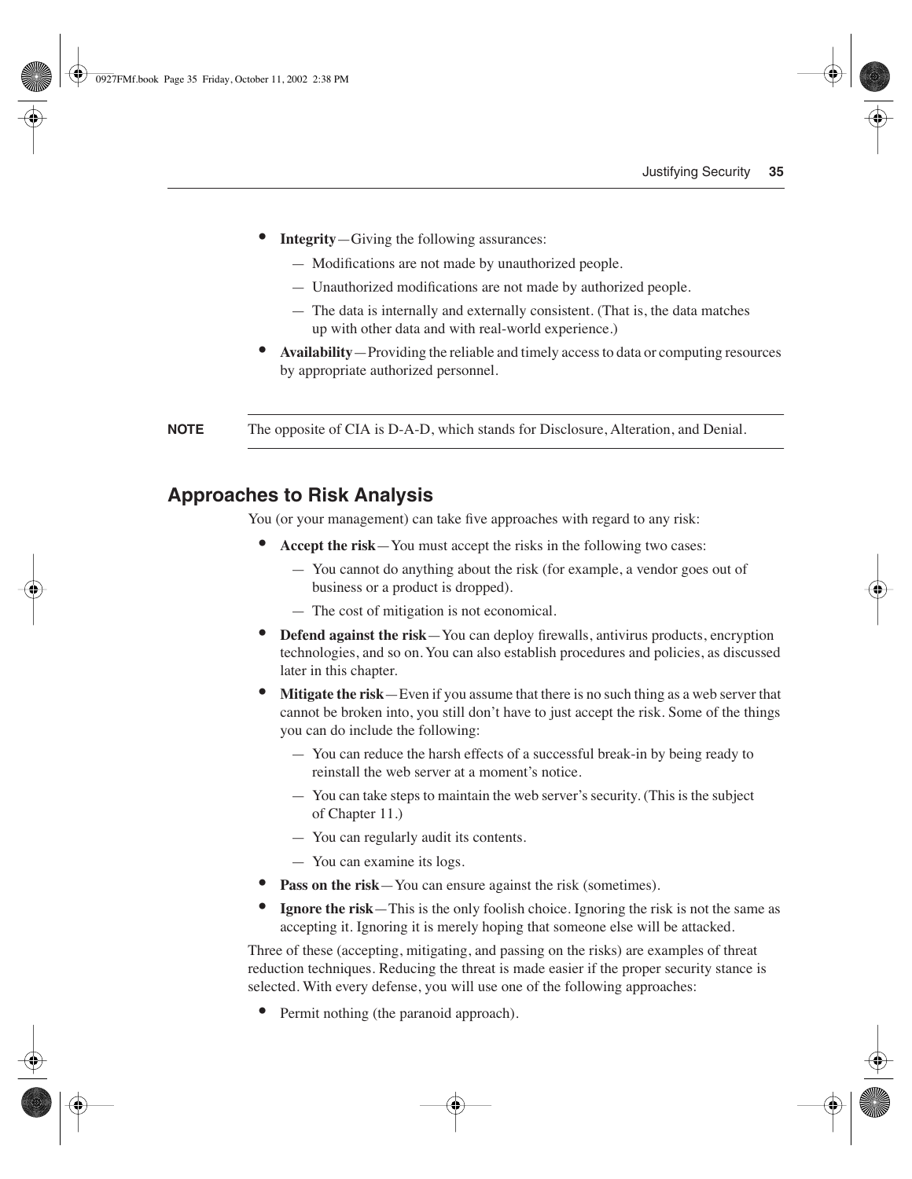- **Integrity**—Giving the following assurances:
  - — Modifications are not made by unauthorized people.
  - — Unauthorized modifications are not made by authorized people.
  - — The data is internally and externally consistent. (That is, the data matches up with other data and with real-world experience.)
- **Availability**—Providing the reliable and timely access to data or computing resources by appropriate authorized personnel.

**NOTE** The opposite of CIA is D-A-D, which stands for Disclosure, Alteration, and Denial.

## Approaches to Risk Analysis

You (or your management) can take five approaches with regard to any risk:

- **Accept the risk**—You must accept the risks in the following two cases:
  - — You cannot do anything about the risk (for example, a vendor goes out of business or a product is dropped).
  - — The cost of mitigation is not economical.
- **Defend against the risk**—You can deploy firewalls, antivirus products, encryption technologies, and so on. You can also establish procedures and policies, as discussed later in this chapter.
- **Mitigate the risk**—Even if you assume that there is no such thing as a web server that cannot be broken into, you still don't have to just accept the risk. Some of the things you can do include the following:
  - — You can reduce the harsh effects of a successful break-in by being ready to reinstall the web server at a moment's notice.
  - — You can take steps to maintain the web server's security. (This is the subject of Chapter 11.)
  - — You can regularly audit its contents.
  - — You can examine its logs.
- **Pass on the risk**—You can ensure against the risk (sometimes).
- **Ignore the risk**—This is the only foolish choice. Ignoring the risk is not the same as accepting it. Ignoring it is merely hoping that someone else will be attacked.

Three of these (accepting, mitigating, and passing on the risks) are examples of threat reduction techniques. Reducing the threat is made easier if the proper security stance is selected. With every defense, you will use one of the following approaches:

- Permit nothing (the paranoid approach).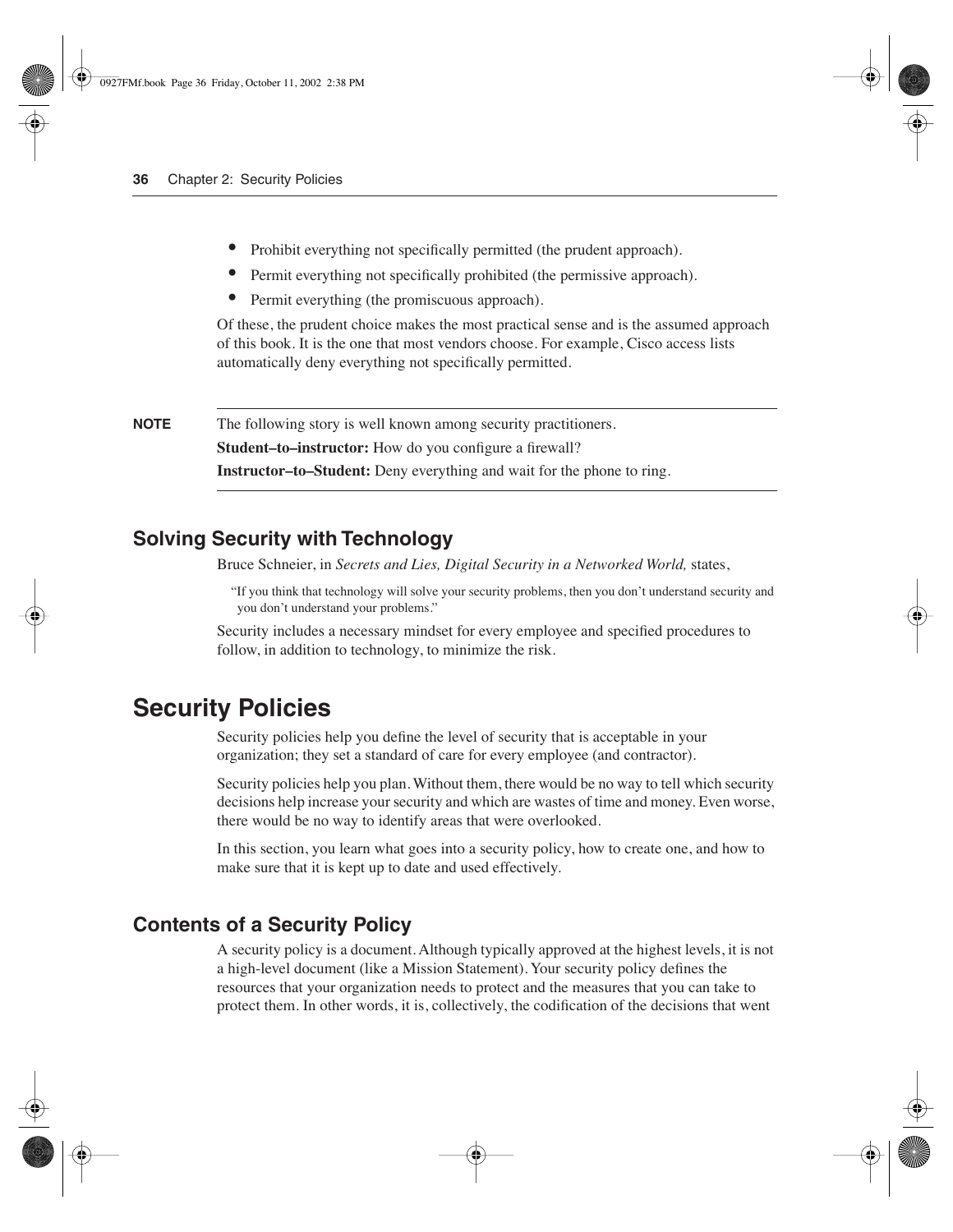- Prohibit everything not specifically permitted (the prudent approach).
- Permit everything not specifically prohibited (the permissive approach).
- Permit everything (the promiscuous approach).

Of these, the prudent choice makes the most practical sense and is the assumed approach of this book. It is the one that most vendors choose. For example, Cisco access lists automatically deny everything not specifically permitted.

---

**NOTE** The following story is well known among security practitioners.

**Student–to–instructor:** How do you configure a firewall?

**Instructor–to–Student:** Deny everything and wait for the phone to ring.

---

## Solving Security with Technology

Bruce Schneier, in *Secrets and Lies, Digital Security in a Networked World,* states,

> "If you think that technology will solve your security problems, then you don't understand security and you don't understand your problems."

Security includes a necessary mindset for every employee and specified procedures to follow, in addition to technology, to minimize the risk.

# Security Policies

Security policies help you define the level of security that is acceptable in your organization; they set a standard of care for every employee (and contractor).

Security policies help you plan. Without them, there would be no way to tell which security decisions help increase your security and which are wastes of time and money. Even worse, there would be no way to identify areas that were overlooked.

In this section, you learn what goes into a security policy, how to create one, and how to make sure that it is kept up to date and used effectively.

## Contents of a Security Policy

A security policy is a document. Although typically approved at the highest levels, it is not a high-level document (like a Mission Statement). Your security policy defines the resources that your organization needs to protect and the measures that you can take to protect them. In other words, it is, collectively, the codification of the decisions that went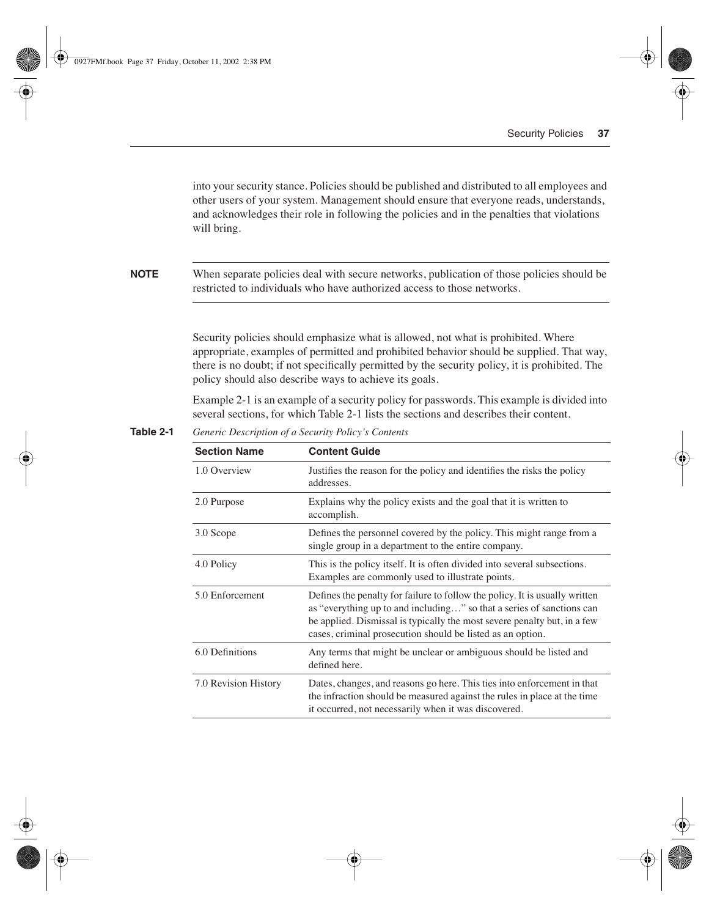into your security stance. Policies should be published and distributed to all employees and other users of your system. Management should ensure that everyone reads, understands, and acknowledges their role in following the policies and in the penalties that violations will bring.

---

**NOTE** When separate policies deal with secure networks, publication of those policies should be restricted to individuals who have authorized access to those networks.

---

Security policies should emphasize what is allowed, not what is prohibited. Where appropriate, examples of permitted and prohibited behavior should be supplied. That way, there is no doubt; if not specifically permitted by the security policy, it is prohibited. The policy should also describe ways to achieve its goals.

Example 2-1 is an example of a security policy for passwords. This example is divided into several sections, for which Table 2-1 lists the sections and describes their content.

**Table 2-1** *Generic Description of a Security Policy's Contents*

| Section Name | Content Guide |
|---|---|
| 1.0 Overview | Justifies the reason for the policy and identifies the risks the policy addresses. |
| 2.0 Purpose | Explains why the policy exists and the goal that it is written to accomplish. |
| 3.0 Scope | Defines the personnel covered by the policy. This might range from a single group in a department to the entire company. |
| 4.0 Policy | This is the policy itself. It is often divided into several subsections. Examples are commonly used to illustrate points. |
| 5.0 Enforcement | Defines the penalty for failure to follow the policy. It is usually written as "everything up to and including…" so that a series of sanctions can be applied. Dismissal is typically the most severe penalty but, in a few cases, criminal prosecution should be listed as an option. |
| 6.0 Definitions | Any terms that might be unclear or ambiguous should be listed and defined here. |
| 7.0 Revision History | Dates, changes, and reasons go here. This ties into enforcement in that the infraction should be measured against the rules in place at the time it occurred, not necessarily when it was discovered. |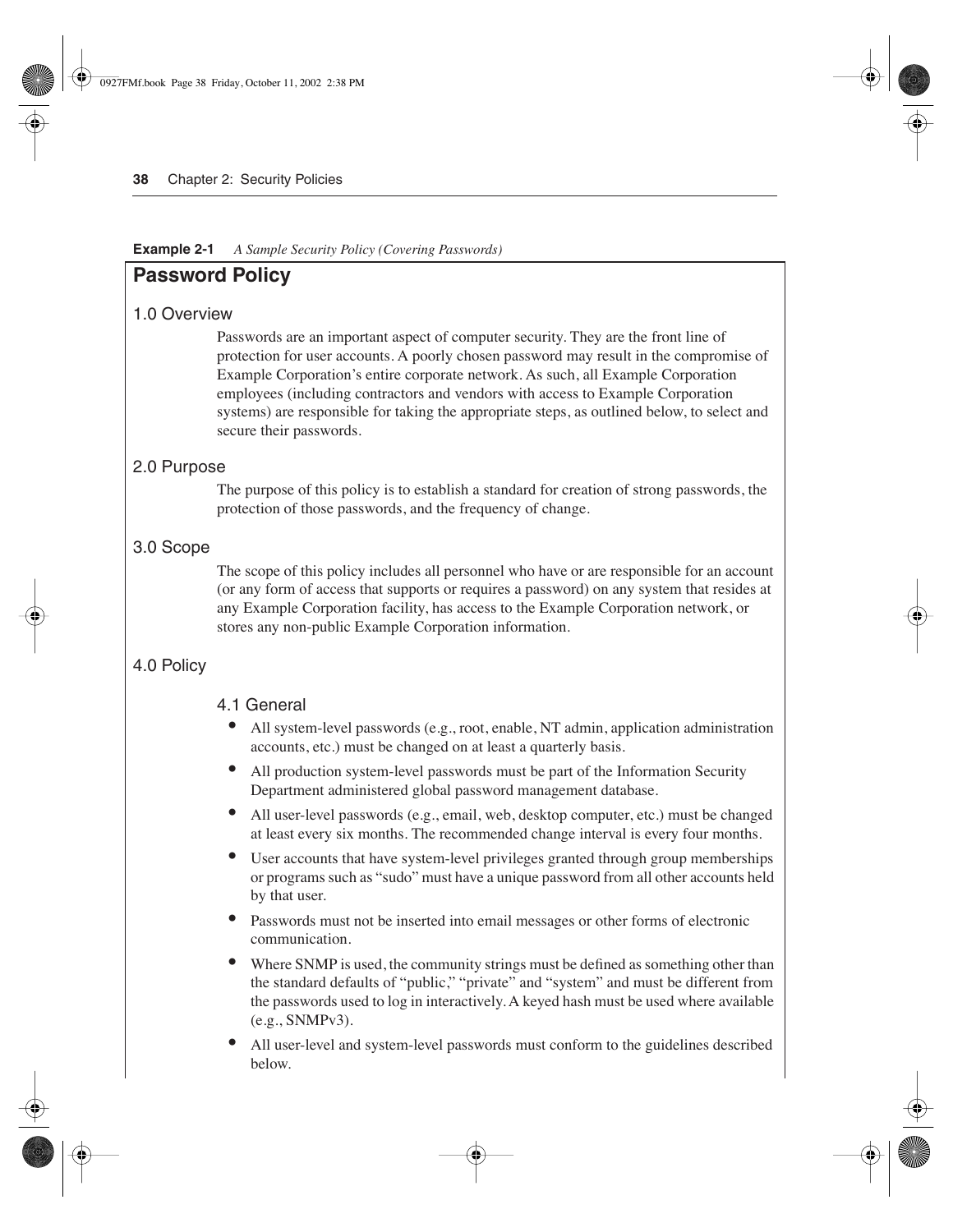**Example 2-1** *A Sample Security Policy (Covering Passwords)*

# Password Policy

## 1.0 Overview

Passwords are an important aspect of computer security. They are the front line of protection for user accounts. A poorly chosen password may result in the compromise of Example Corporation's entire corporate network. As such, all Example Corporation employees (including contractors and vendors with access to Example Corporation systems) are responsible for taking the appropriate steps, as outlined below, to select and secure their passwords.

## 2.0 Purpose

The purpose of this policy is to establish a standard for creation of strong passwords, the protection of those passwords, and the frequency of change.

## 3.0 Scope

The scope of this policy includes all personnel who have or are responsible for an account (or any form of access that supports or requires a password) on any system that resides at any Example Corporation facility, has access to the Example Corporation network, or stores any non-public Example Corporation information.

## 4.0 Policy

### 4.1 General

- All system-level passwords (e.g., root, enable, NT admin, application administration accounts, etc.) must be changed on at least a quarterly basis.
- All production system-level passwords must be part of the Information Security Department administered global password management database.
- All user-level passwords (e.g., email, web, desktop computer, etc.) must be changed at least every six months. The recommended change interval is every four months.
- User accounts that have system-level privileges granted through group memberships or programs such as "sudo" must have a unique password from all other accounts held by that user.
- Passwords must not be inserted into email messages or other forms of electronic communication.
- Where SNMP is used, the community strings must be defined as something other than the standard defaults of "public," "private" and "system" and must be different from the passwords used to log in interactively. A keyed hash must be used where available (e.g., SNMPv3).
- All user-level and system-level passwords must conform to the guidelines described below.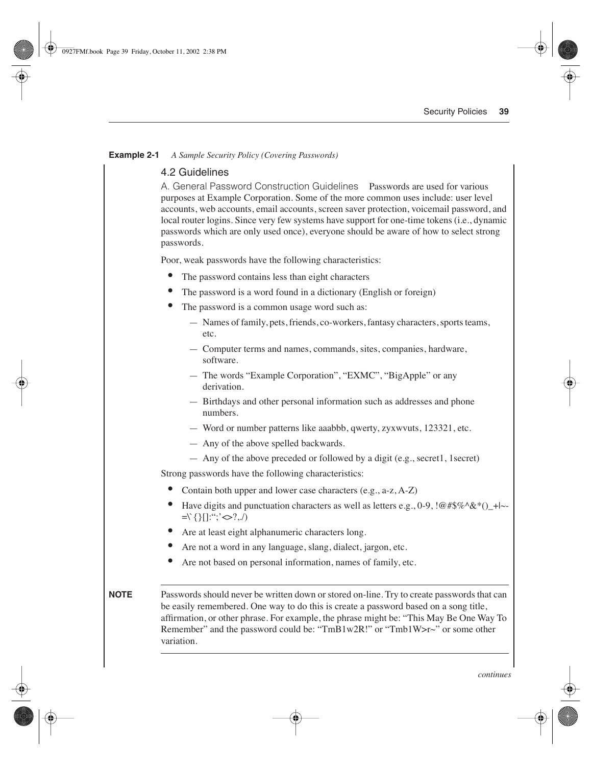**Example 2-1** *A Sample Security Policy (Covering Passwords)*

## 4.2 Guidelines

A. General Password Construction Guidelines Passwords are used for various purposes at Example Corporation. Some of the more common uses include: user level accounts, web accounts, email accounts, screen saver protection, voicemail password, and local router logins. Since very few systems have support for one-time tokens (i.e., dynamic passwords which are only used once), everyone should be aware of how to select strong passwords.

Poor, weak passwords have the following characteristics:

- The password contains less than eight characters
- The password is a word found in a dictionary (English or foreign)
- The password is a common usage word such as:
  - Names of family, pets, friends, co-workers, fantasy characters, sports teams, etc.
  - Computer terms and names, commands, sites, companies, hardware, software.
  - The words "Example Corporation", "EXMC", "BigApple" or any derivation.
  - Birthdays and other personal information such as addresses and phone numbers.
  - Word or number patterns like aaabbb, qwerty, zyxwvuts, 123321, etc.
  - Any of the above spelled backwards.
  - Any of the above preceded or followed by a digit (e.g., secret1, 1secret)

Strong passwords have the following characteristics:

- Contain both upper and lower case characters (e.g., a-z, A-Z)
- Have digits and punctuation characters as well as letters e.g., 0-9, !@#$%^&*()_+|~-=\`{}[]:";'<>?,./)
- Are at least eight alphanumeric characters long.
- Are not a word in any language, slang, dialect, jargon, etc.
- Are not based on personal information, names of family, etc.

**NOTE** Passwords should never be written down or stored on-line. Try to create passwords that can be easily remembered. One way to do this is create a password based on a song title, affirmation, or other phrase. For example, the phrase might be: "This May Be One Way To Remember" and the password could be: "TmB1w2R!" or "Tmb1W>r~" or some other variation.

*continues*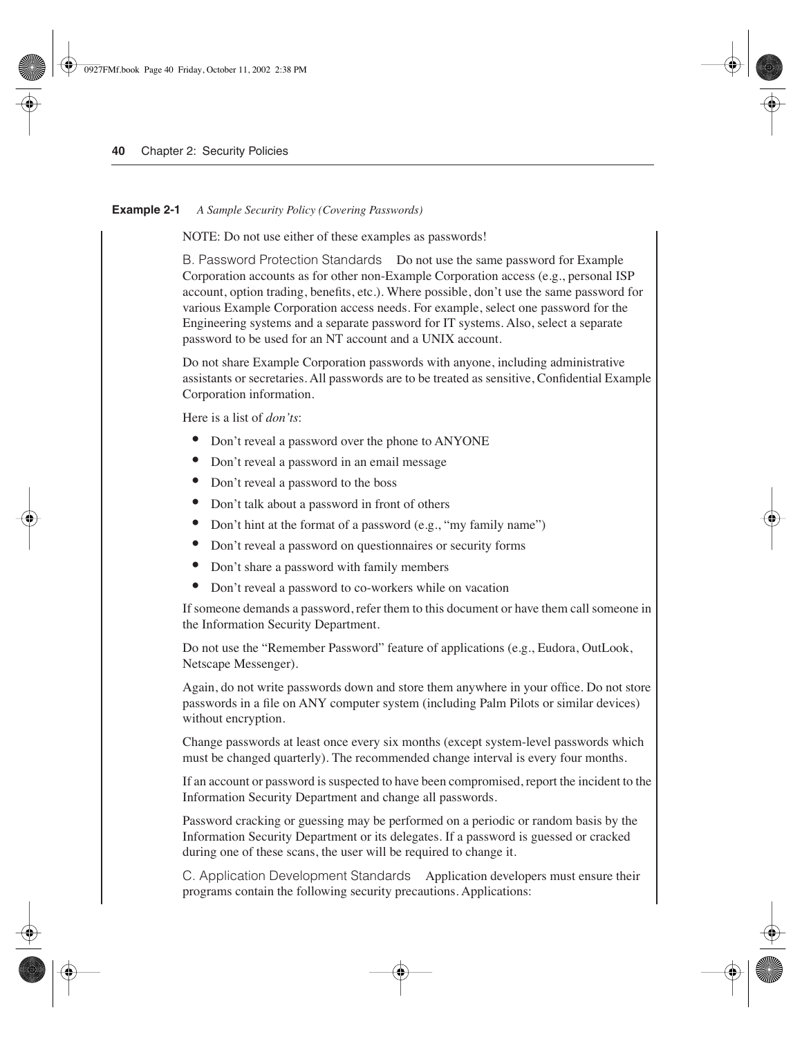**Example 2-1** *A Sample Security Policy (Covering Passwords)*

NOTE: Do not use either of these examples as passwords!

B. Password Protection Standards Do not use the same password for Example Corporation accounts as for other non-Example Corporation access (e.g., personal ISP account, option trading, benefits, etc.). Where possible, don't use the same password for various Example Corporation access needs. For example, select one password for the Engineering systems and a separate password for IT systems. Also, select a separate password to be used for an NT account and a UNIX account.

Do not share Example Corporation passwords with anyone, including administrative assistants or secretaries. All passwords are to be treated as sensitive, Confidential Example Corporation information.

Here is a list of *don'ts*:

- Don't reveal a password over the phone to ANYONE
- Don't reveal a password in an email message
- Don't reveal a password to the boss
- Don't talk about a password in front of others
- Don't hint at the format of a password (e.g., "my family name")
- Don't reveal a password on questionnaires or security forms
- Don't share a password with family members
- Don't reveal a password to co-workers while on vacation

If someone demands a password, refer them to this document or have them call someone in the Information Security Department.

Do not use the "Remember Password" feature of applications (e.g., Eudora, OutLook, Netscape Messenger).

Again, do not write passwords down and store them anywhere in your office. Do not store passwords in a file on ANY computer system (including Palm Pilots or similar devices) without encryption.

Change passwords at least once every six months (except system-level passwords which must be changed quarterly). The recommended change interval is every four months.

If an account or password is suspected to have been compromised, report the incident to the Information Security Department and change all passwords.

Password cracking or guessing may be performed on a periodic or random basis by the Information Security Department or its delegates. If a password is guessed or cracked during one of these scans, the user will be required to change it.

C. Application Development Standards Application developers must ensure their programs contain the following security precautions. Applications: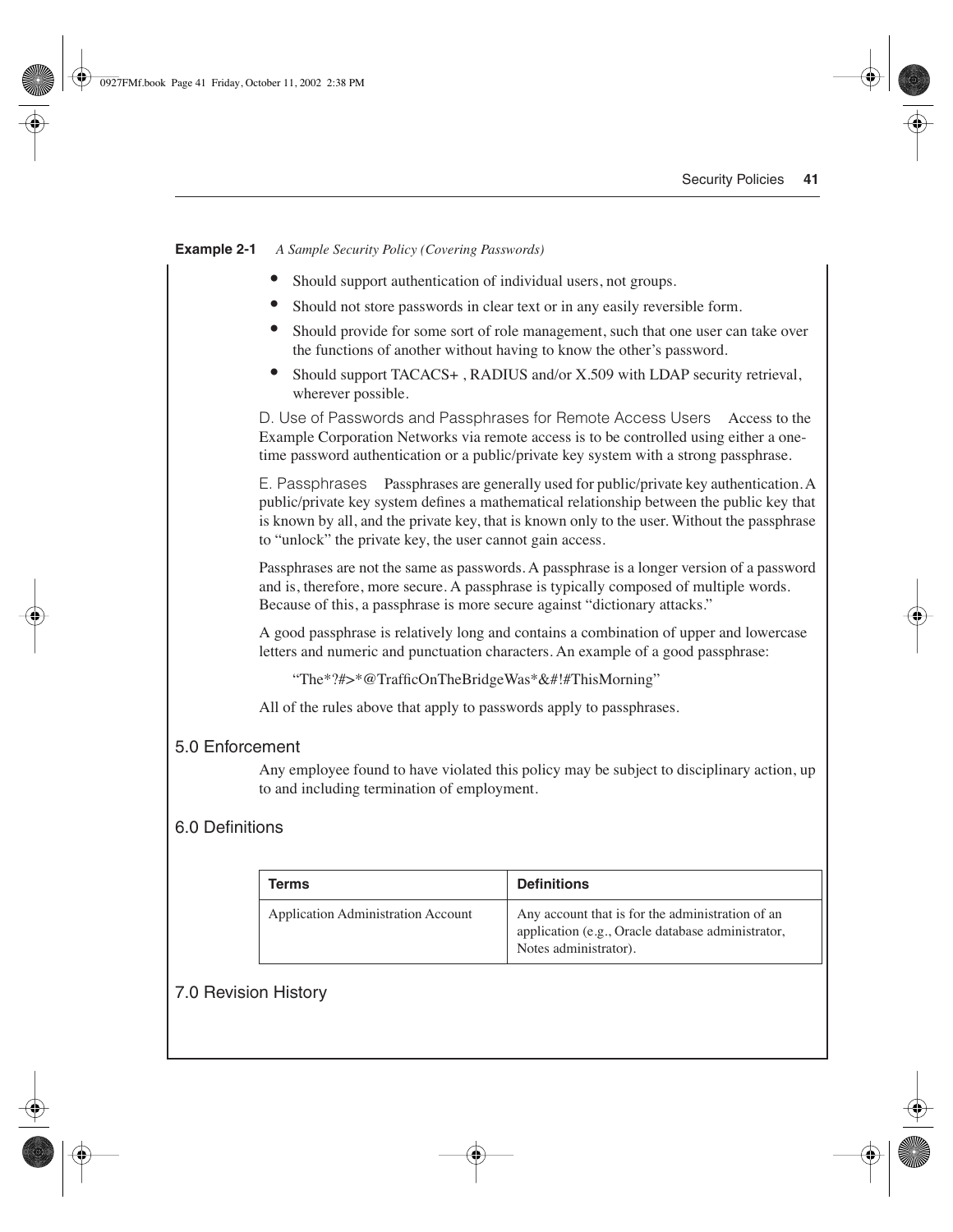**Example 2-1** *A Sample Security Policy (Covering Passwords)*

- Should support authentication of individual users, not groups.
- Should not store passwords in clear text or in any easily reversible form.
- Should provide for some sort of role management, such that one user can take over the functions of another without having to know the other's password.
- Should support TACACS+ , RADIUS and/or X.509 with LDAP security retrieval, wherever possible.

D. Use of Passwords and Passphrases for Remote Access Users Access to the Example Corporation Networks via remote access is to be controlled using either a one-time password authentication or a public/private key system with a strong passphrase.

E. Passphrases Passphrases are generally used for public/private key authentication. A public/private key system defines a mathematical relationship between the public key that is known by all, and the private key, that is known only to the user. Without the passphrase to "unlock" the private key, the user cannot gain access.

Passphrases are not the same as passwords. A passphrase is a longer version of a password and is, therefore, more secure. A passphrase is typically composed of multiple words. Because of this, a passphrase is more secure against "dictionary attacks."

A good passphrase is relatively long and contains a combination of upper and lowercase letters and numeric and punctuation characters. An example of a good passphrase:

"The*?#>*@TrafficOnTheBridgeWas*&#!#ThisMorning"

All of the rules above that apply to passwords apply to passphrases.

## 5.0 Enforcement

Any employee found to have violated this policy may be subject to disciplinary action, up to and including termination of employment.

## 6.0 Definitions

| Terms | Definitions |
|---|---|
| Application Administration Account | Any account that is for the administration of an application (e.g., Oracle database administrator, Notes administrator). |

## 7.0 Revision History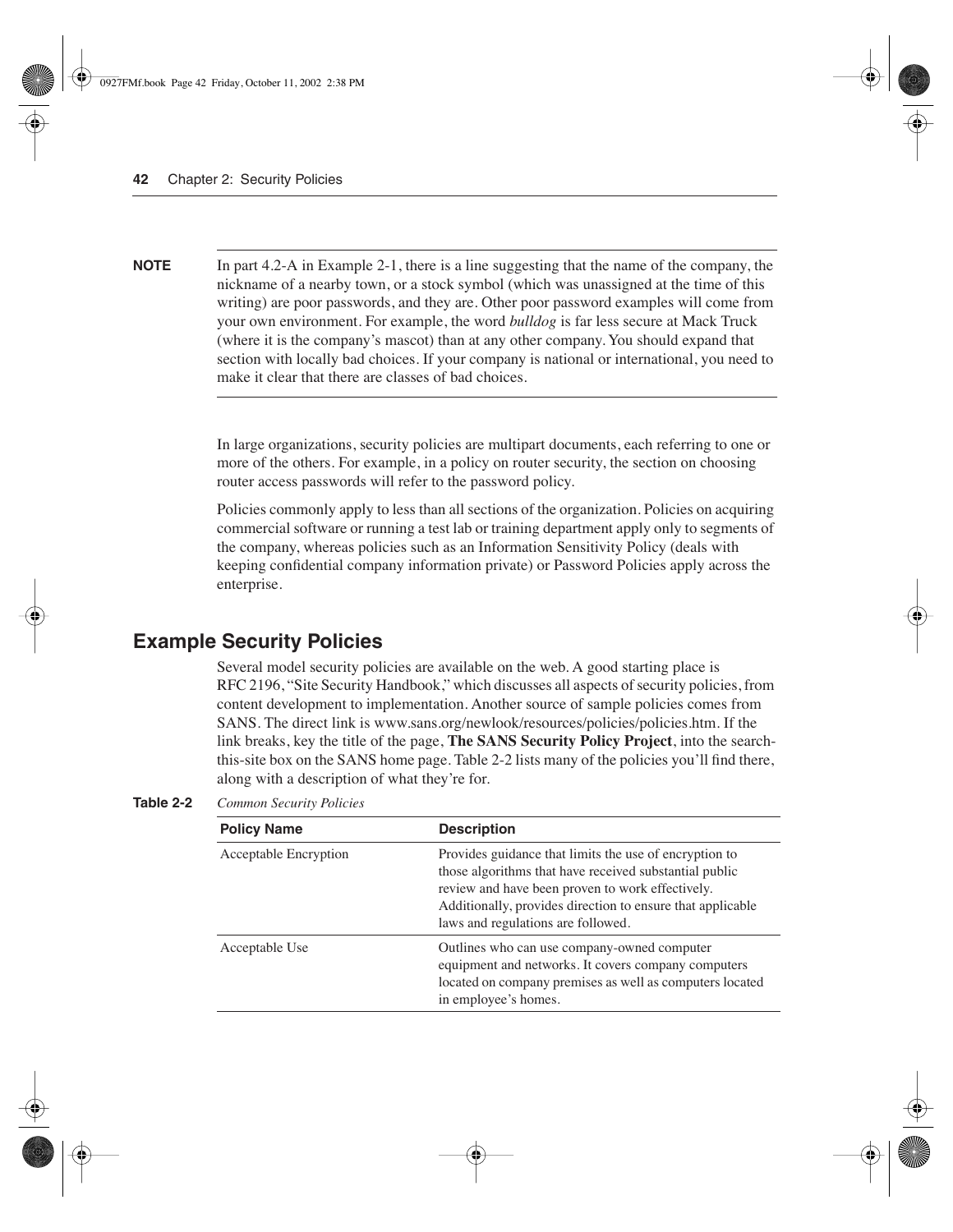**NOTE** In part 4.2-A in Example 2-1, there is a line suggesting that the name of the company, the nickname of a nearby town, or a stock symbol (which was unassigned at the time of this writing) are poor passwords, and they are. Other poor password examples will come from your own environment. For example, the word *bulldog* is far less secure at Mack Truck (where it is the company's mascot) than at any other company. You should expand that section with locally bad choices. If your company is national or international, you need to make it clear that there are classes of bad choices.

In large organizations, security policies are multipart documents, each referring to one or more of the others. For example, in a policy on router security, the section on choosing router access passwords will refer to the password policy.

Policies commonly apply to less than all sections of the organization. Policies on acquiring commercial software or running a test lab or training department apply only to segments of the company, whereas policies such as an Information Sensitivity Policy (deals with keeping confidential company information private) or Password Policies apply across the enterprise.

## Example Security Policies

Several model security policies are available on the web. A good starting place is RFC 2196, "Site Security Handbook," which discusses all aspects of security policies, from content development to implementation. Another source of sample policies comes from SANS. The direct link is www.sans.org/newlook/resources/policies/policies.htm. If the link breaks, key the title of the page, **The SANS Security Policy Project**, into the search-this-site box on the SANS home page. Table 2-2 lists many of the policies you'll find there, along with a description of what they're for.

**Table 2-2** *Common Security Policies*

| Policy Name | Description |
|---|---|
| Acceptable Encryption | Provides guidance that limits the use of encryption to those algorithms that have received substantial public review and have been proven to work effectively. Additionally, provides direction to ensure that applicable laws and regulations are followed. |
| Acceptable Use | Outlines who can use company-owned computer equipment and networks. It covers company computers located on company premises as well as computers located in employee's homes. |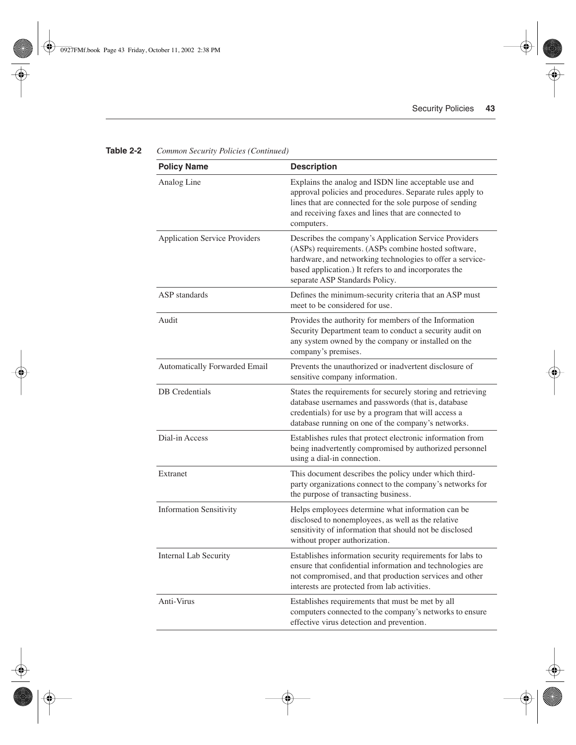**Table 2-2** *Common Security Policies (Continued)*

| Policy Name | Description |
|---|---|
| Analog Line | Explains the analog and ISDN line acceptable use and approval policies and procedures. Separate rules apply to lines that are connected for the sole purpose of sending and receiving faxes and lines that are connected to computers. |
| Application Service Providers | Describes the company's Application Service Providers (ASPs) requirements. (ASPs combine hosted software, hardware, and networking technologies to offer a service-based application.) It refers to and incorporates the separate ASP Standards Policy. |
| ASP standards | Defines the minimum-security criteria that an ASP must meet to be considered for use. |
| Audit | Provides the authority for members of the Information Security Department team to conduct a security audit on any system owned by the company or installed on the company's premises. |
| Automatically Forwarded Email | Prevents the unauthorized or inadvertent disclosure of sensitive company information. |
| DB Credentials | States the requirements for securely storing and retrieving database usernames and passwords (that is, database credentials) for use by a program that will access a database running on one of the company's networks. |
| Dial-in Access | Establishes rules that protect electronic information from being inadvertently compromised by authorized personnel using a dial-in connection. |
| Extranet | This document describes the policy under which third-party organizations connect to the company's networks for the purpose of transacting business. |
| Information Sensitivity | Helps employees determine what information can be disclosed to nonemployees, as well as the relative sensitivity of information that should not be disclosed without proper authorization. |
| Internal Lab Security | Establishes information security requirements for labs to ensure that confidential information and technologies are not compromised, and that production services and other interests are protected from lab activities. |
| Anti-Virus | Establishes requirements that must be met by all computers connected to the company's networks to ensure effective virus detection and prevention. |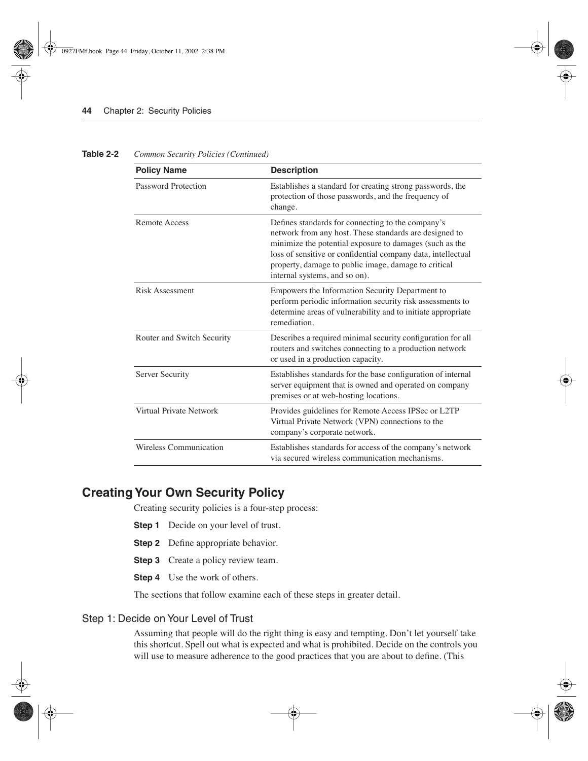**Table 2-2** *Common Security Policies (Continued)*

| Policy Name | Description |
|---|---|
| Password Protection | Establishes a standard for creating strong passwords, the protection of those passwords, and the frequency of change. |
| Remote Access | Defines standards for connecting to the company's network from any host. These standards are designed to minimize the potential exposure to damages (such as the loss of sensitive or confidential company data, intellectual property, damage to public image, damage to critical internal systems, and so on). |
| Risk Assessment | Empowers the Information Security Department to perform periodic information security risk assessments to determine areas of vulnerability and to initiate appropriate remediation. |
| Router and Switch Security | Describes a required minimal security configuration for all routers and switches connecting to a production network or used in a production capacity. |
| Server Security | Establishes standards for the base configuration of internal server equipment that is owned and operated on company premises or at web-hosting locations. |
| Virtual Private Network | Provides guidelines for Remote Access IPSec or L2TP Virtual Private Network (VPN) connections to the company's corporate network. |
| Wireless Communication | Establishes standards for access of the company's network via secured wireless communication mechanisms. |

## Creating Your Own Security Policy

Creating security policies is a four-step process:

**Step 1** Decide on your level of trust.

**Step 2** Define appropriate behavior.

**Step 3** Create a policy review team.

**Step 4** Use the work of others.

The sections that follow examine each of these steps in greater detail.

### Step 1: Decide on Your Level of Trust

Assuming that people will do the right thing is easy and tempting. Don't let yourself take this shortcut. Spell out what is expected and what is prohibited. Decide on the controls you will use to measure adherence to the good practices that you are about to define. (This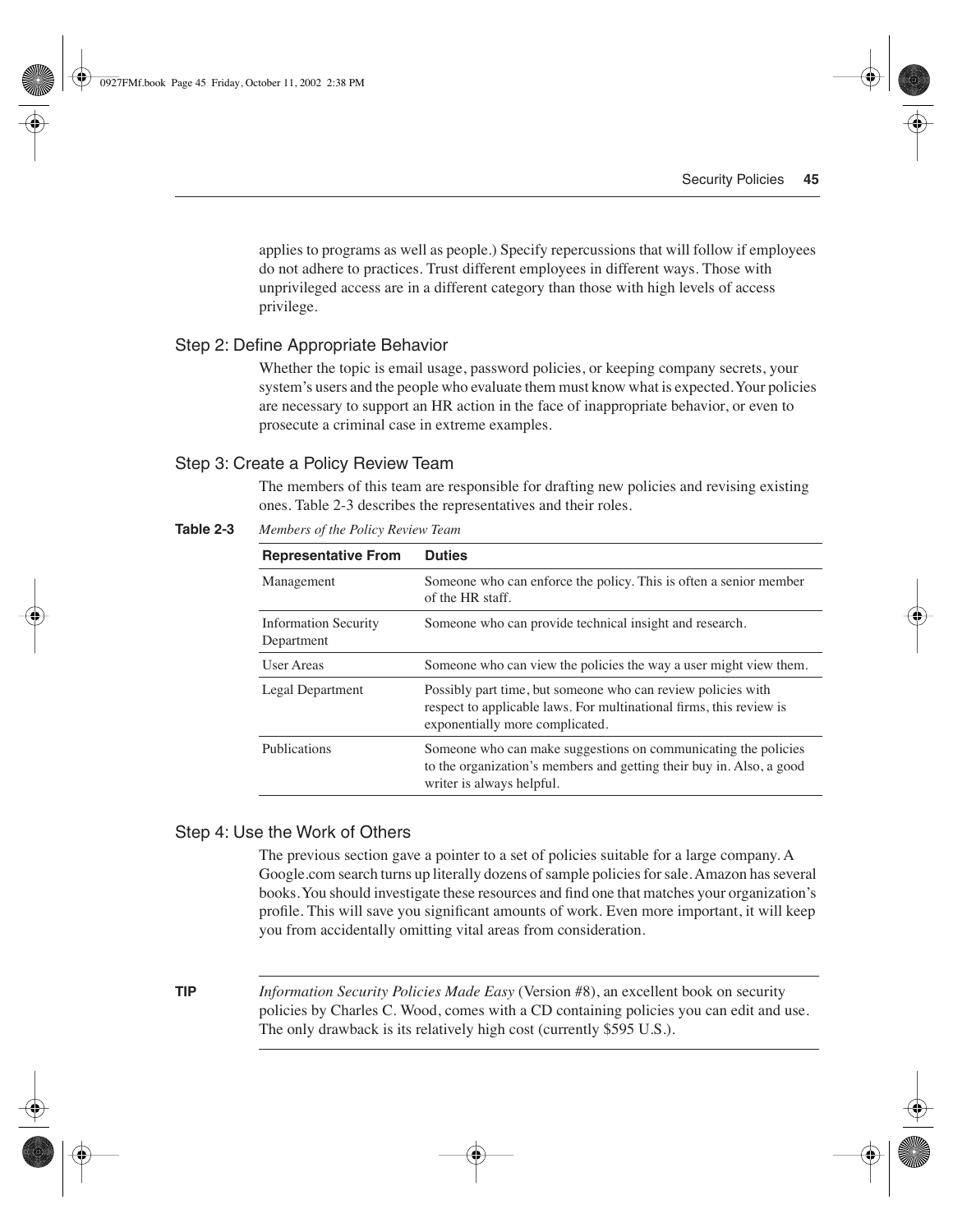applies to programs as well as people.) Specify repercussions that will follow if employees do not adhere to practices. Trust different employees in different ways. Those with unprivileged access are in a different category than those with high levels of access privilege.

### Step 2: Define Appropriate Behavior

Whether the topic is email usage, password policies, or keeping company secrets, your system's users and the people who evaluate them must know what is expected. Your policies are necessary to support an HR action in the face of inappropriate behavior, or even to prosecute a criminal case in extreme examples.

### Step 3: Create a Policy Review Team

The members of this team are responsible for drafting new policies and revising existing ones. Table 2-3 describes the representatives and their roles.

**Table 2-3** *Members of the Policy Review Team*

| Representative From | Duties |
|---|---|
| Management | Someone who can enforce the policy. This is often a senior member of the HR staff. |
| Information Security Department | Someone who can provide technical insight and research. |
| User Areas | Someone who can view the policies the way a user might view them. |
| Legal Department | Possibly part time, but someone who can review policies with respect to applicable laws. For multinational firms, this review is exponentially more complicated. |
| Publications | Someone who can make suggestions on communicating the policies to the organization's members and getting their buy in. Also, a good writer is always helpful. |

### Step 4: Use the Work of Others

The previous section gave a pointer to a set of policies suitable for a large company. A Google.com search turns up literally dozens of sample policies for sale. Amazon has several books. You should investigate these resources and find one that matches your organization's profile. This will save you significant amounts of work. Even more important, it will keep you from accidentally omitting vital areas from consideration.

**TIP** *Information Security Policies Made Easy* (Version #8), an excellent book on security policies by Charles C. Wood, comes with a CD containing policies you can edit and use. The only drawback is its relatively high cost (currently $595 U.S.).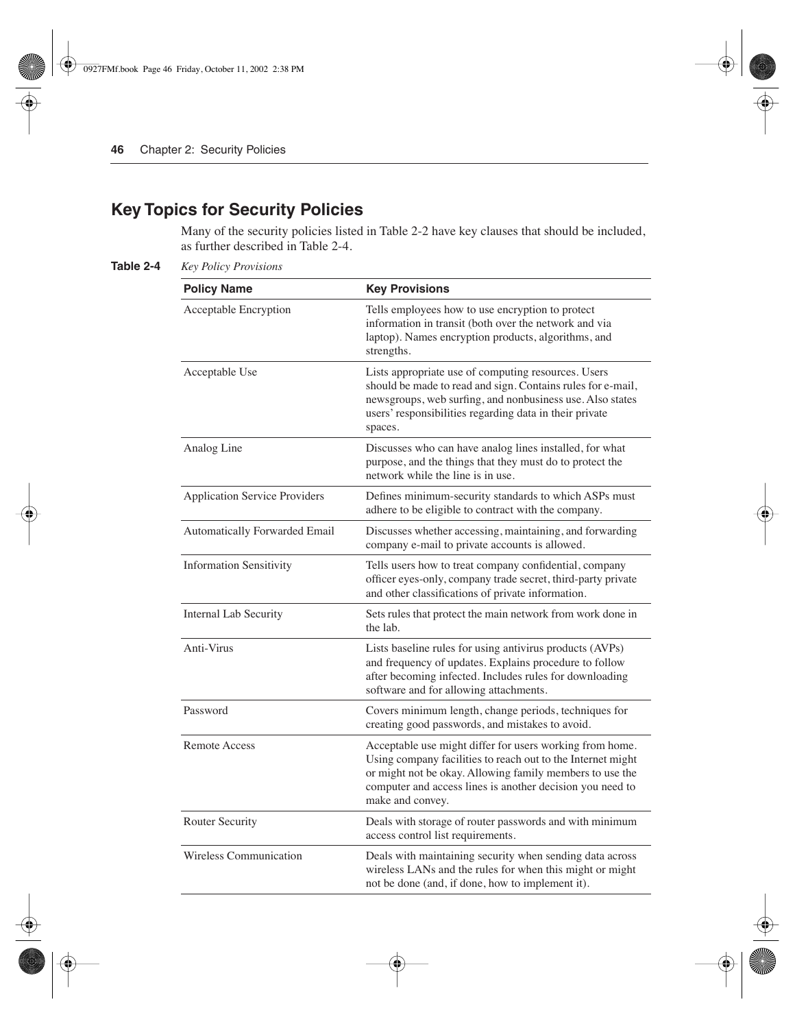## Key Topics for Security Policies

Many of the security policies listed in Table 2-2 have key clauses that should be included, as further described in Table 2-4.

**Table 2-4** *Key Policy Provisions*

| Policy Name | Key Provisions |
|---|---|
| Acceptable Encryption | Tells employees how to use encryption to protect information in transit (both over the network and via laptop). Names encryption products, algorithms, and strengths. |
| Acceptable Use | Lists appropriate use of computing resources. Users should be made to read and sign. Contains rules for e-mail, newsgroups, web surfing, and nonbusiness use. Also states users' responsibilities regarding data in their private spaces. |
| Analog Line | Discusses who can have analog lines installed, for what purpose, and the things that they must do to protect the network while the line is in use. |
| Application Service Providers | Defines minimum-security standards to which ASPs must adhere to be eligible to contract with the company. |
| Automatically Forwarded Email | Discusses whether accessing, maintaining, and forwarding company e-mail to private accounts is allowed. |
| Information Sensitivity | Tells users how to treat company confidential, company officer eyes-only, company trade secret, third-party private and other classifications of private information. |
| Internal Lab Security | Sets rules that protect the main network from work done in the lab. |
| Anti-Virus | Lists baseline rules for using antivirus products (AVPs) and frequency of updates. Explains procedure to follow after becoming infected. Includes rules for downloading software and for allowing attachments. |
| Password | Covers minimum length, change periods, techniques for creating good passwords, and mistakes to avoid. |
| Remote Access | Acceptable use might differ for users working from home. Using company facilities to reach out to the Internet might or might not be okay. Allowing family members to use the computer and access lines is another decision you need to make and convey. |
| Router Security | Deals with storage of router passwords and with minimum access control list requirements. |
| Wireless Communication | Deals with maintaining security when sending data across wireless LANs and the rules for when this might or might not be done (and, if done, how to implement it). |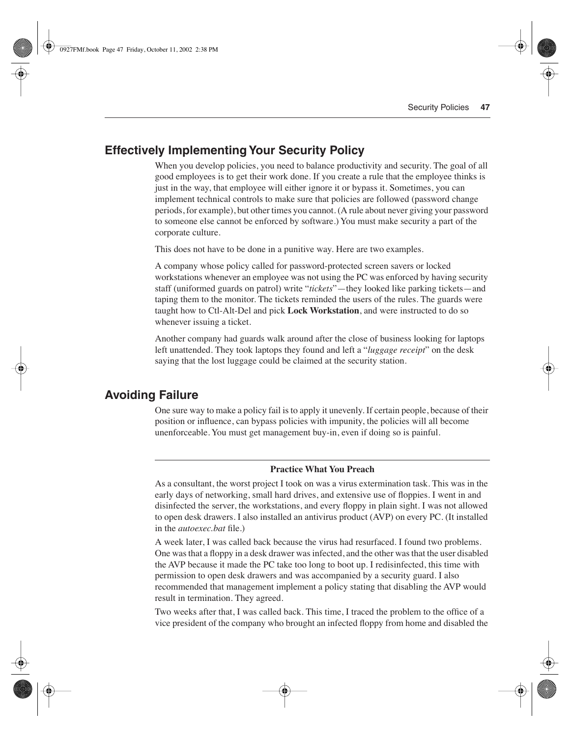## Effectively Implementing Your Security Policy

When you develop policies, you need to balance productivity and security. The goal of all good employees is to get their work done. If you create a rule that the employee thinks is just in the way, that employee will either ignore it or bypass it. Sometimes, you can implement technical controls to make sure that policies are followed (password change periods, for example), but other times you cannot. (A rule about never giving your password to someone else cannot be enforced by software.) You must make security a part of the corporate culture.

This does not have to be done in a punitive way. Here are two examples.

A company whose policy called for password-protected screen savers or locked workstations whenever an employee was not using the PC was enforced by having security staff (uniformed guards on patrol) write "*tickets*"—they looked like parking tickets—and taping them to the monitor. The tickets reminded the users of the rules. The guards were taught how to Ctl-Alt-Del and pick **Lock Workstation**, and were instructed to do so whenever issuing a ticket.

Another company had guards walk around after the close of business looking for laptops left unattended. They took laptops they found and left a "*luggage receipt*" on the desk saying that the lost luggage could be claimed at the security station.

## Avoiding Failure

One sure way to make a policy fail is to apply it unevenly. If certain people, because of their position or influence, can bypass policies with impunity, the policies will all become unenforceable. You must get management buy-in, even if doing so is painful.

---

**Practice What You Preach**

As a consultant, the worst project I took on was a virus extermination task. This was in the early days of networking, small hard drives, and extensive use of floppies. I went in and disinfected the server, the workstations, and every floppy in plain sight. I was not allowed to open desk drawers. I also installed an antivirus product (AVP) on every PC. (It installed in the *autoexec.bat* file.)

A week later, I was called back because the virus had resurfaced. I found two problems. One was that a floppy in a desk drawer was infected, and the other was that the user disabled the AVP because it made the PC take too long to boot up. I redisinfected, this time with permission to open desk drawers and was accompanied by a security guard. I also recommended that management implement a policy stating that disabling the AVP would result in termination. They agreed.

Two weeks after that, I was called back. This time, I traced the problem to the office of a vice president of the company who brought an infected floppy from home and disabled the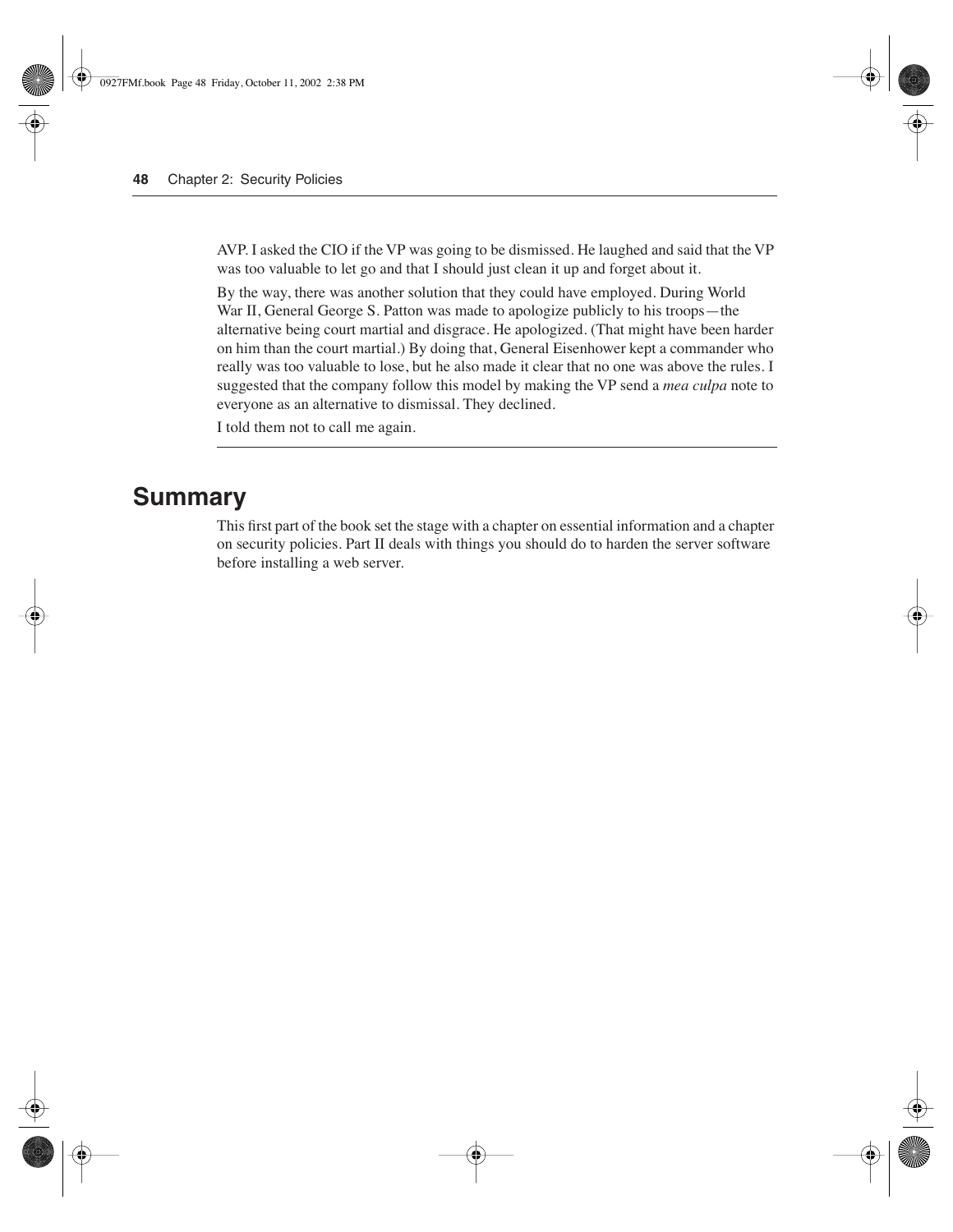AVP. I asked the CIO if the VP was going to be dismissed. He laughed and said that the VP was too valuable to let go and that I should just clean it up and forget about it.

By the way, there was another solution that they could have employed. During World War II, General George S. Patton was made to apologize publicly to his troops—the alternative being court martial and disgrace. He apologized. (That might have been harder on him than the court martial.) By doing that, General Eisenhower kept a commander who really was too valuable to lose, but he also made it clear that no one was above the rules. I suggested that the company follow this model by making the VP send a *mea culpa* note to everyone as an alternative to dismissal. They declined.

I told them not to call me again.

---

## Summary

This first part of the book set the stage with a chapter on essential information and a chapter on security policies. Part II deals with things you should do to harden the server software before installing a web server.